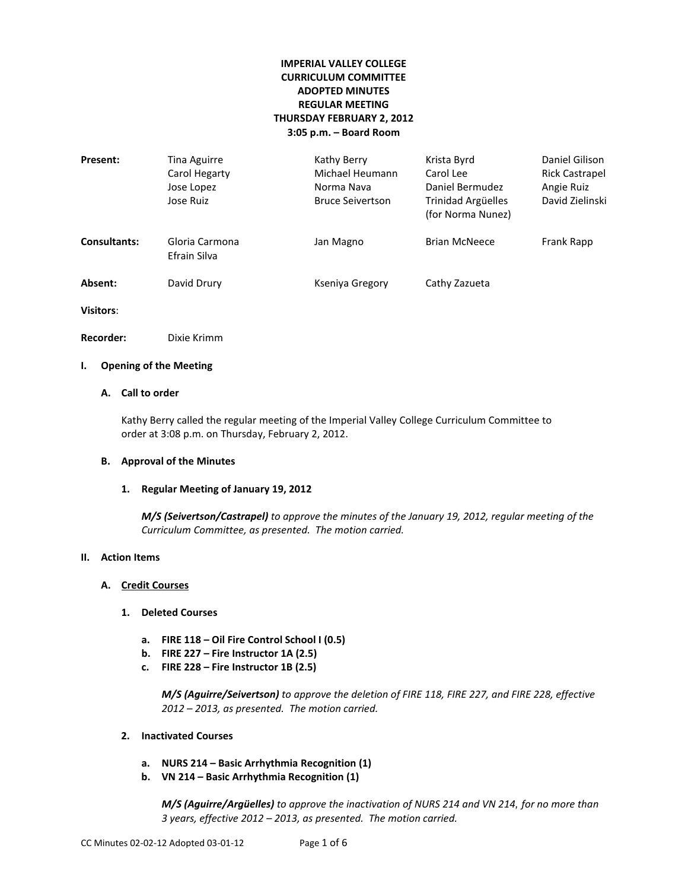**IMPERIAL VALLEY COLLEGE**
**CURRICULUM COMMITTEE**
**ADOPTED MINUTES**
**REGULAR MEETING**
**THURSDAY FEBRUARY 2, 2012**
**3:05 p.m. – Board Room**

| | | | | |
|---|---|---|---|---|
| **Present:** | Tina Aguirre | Kathy Berry | Krista Byrd | Daniel Gilison |
| | Carol Hegarty | Michael Heumann | Carol Lee | Rick Castrapel |
| | Jose Lopez | Norma Nava | Daniel Bermudez | Angie Ruiz |
| | Jose Ruiz | Bruce Seivertson | Trinidad Argüelles (for Norma Nunez) | David Zielinski |
| **Consultants:** | Gloria Carmona | Jan Magno | Brian McNeece | Frank Rapp |
| | Efrain Silva | | | |
| **Absent:** | David Drury | Kseniya Gregory | Cathy Zazueta | |

**Visitors**:

**Recorder:** Dixie Krimm

## I. Opening of the Meeting

### A. Call to order

Kathy Berry called the regular meeting of the Imperial Valley College Curriculum Committee to order at 3:08 p.m. on Thursday, February 2, 2012.

### B. Approval of the Minutes

#### 1. Regular Meeting of January 19, 2012

***M/S (Seivertson/Castrapel)*** *to approve the minutes of the January 19, 2012, regular meeting of the Curriculum Committee, as presented. The motion carried.*

## II. Action Items

### A. Credit Courses

#### 1. Deleted Courses

- **a. FIRE 118 – Oil Fire Control School I (0.5)**
- **b. FIRE 227 – Fire Instructor 1A (2.5)**
- **c. FIRE 228 – Fire Instructor 1B (2.5)**

***M/S (Aguirre/Seivertson)*** *to approve the deletion of FIRE 118, FIRE 227, and FIRE 228, effective 2012 – 2013, as presented. The motion carried.*

#### 2. Inactivated Courses

- **a. NURS 214 – Basic Arrhythmia Recognition (1)**
- **b. VN 214 – Basic Arrhythmia Recognition (1)**

***M/S (Aguirre/Argüelles)*** *to approve the inactivation of NURS 214 and VN 214, for no more than 3 years, effective 2012 – 2013, as presented. The motion carried.*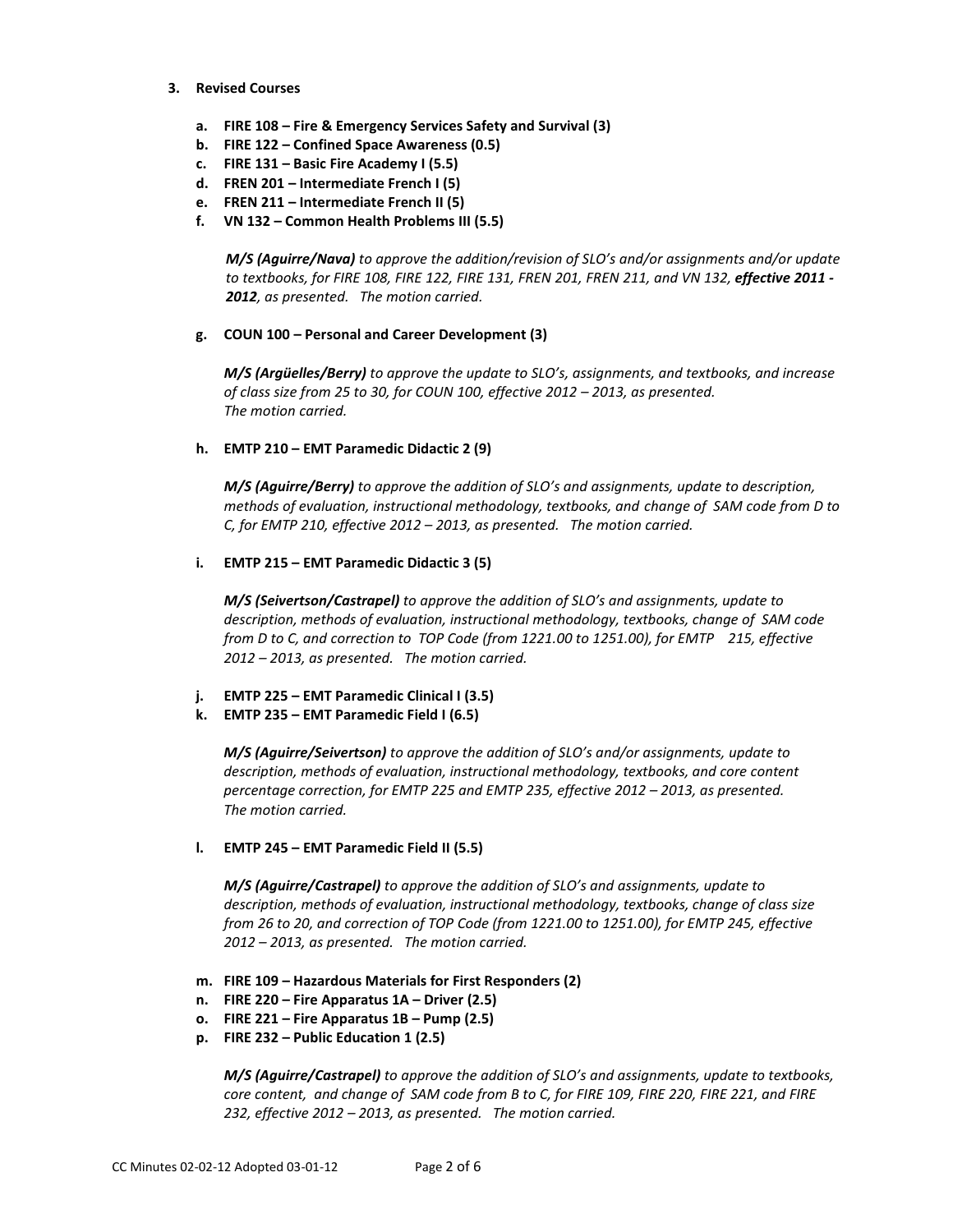3. **Revised Courses**

   a. **FIRE 108 – Fire & Emergency Services Safety and Survival (3)**
   b. **FIRE 122 – Confined Space Awareness (0.5)**
   c. **FIRE 131 – Basic Fire Academy I (5.5)**
   d. **FREN 201 – Intermediate French I (5)**
   e. **FREN 211 – Intermediate French II (5)**
   f. **VN 132 – Common Health Problems III (5.5)**

   ***M/S (Aguirre/Nava)*** *to approve the addition/revision of SLO's and/or assignments and/or update to textbooks, for FIRE 108, FIRE 122, FIRE 131, FREN 201, FREN 211, and VN 132,* ***effective 2011 - 2012****, as presented. The motion carried.*

   g. **COUN 100 – Personal and Career Development (3)**

   ***M/S (Argüelles/Berry)*** *to approve the update to SLO's, assignments, and textbooks, and increase of class size from 25 to 30, for COUN 100, effective 2012 – 2013, as presented. The motion carried.*

   h. **EMTP 210 – EMT Paramedic Didactic 2 (9)**

   ***M/S (Aguirre/Berry)*** *to approve the addition of SLO's and assignments, update to description, methods of evaluation, instructional methodology, textbooks, and change of SAM code from D to C, for EMTP 210, effective 2012 – 2013, as presented. The motion carried.*

   i. **EMTP 215 – EMT Paramedic Didactic 3 (5)**

   ***M/S (Seivertson/Castrapel)*** *to approve the addition of SLO's and assignments, update to description, methods of evaluation, instructional methodology, textbooks, change of SAM code from D to C, and correction to TOP Code (from 1221.00 to 1251.00), for EMTP 215, effective 2012 – 2013, as presented. The motion carried.*

   j. **EMTP 225 – EMT Paramedic Clinical I (3.5)**
   k. **EMTP 235 – EMT Paramedic Field I (6.5)**

   ***M/S (Aguirre/Seivertson)*** *to approve the addition of SLO's and/or assignments, update to description, methods of evaluation, instructional methodology, textbooks, and core content percentage correction, for EMTP 225 and EMTP 235, effective 2012 – 2013, as presented. The motion carried.*

   l. **EMTP 245 – EMT Paramedic Field II (5.5)**

   ***M/S (Aguirre/Castrapel)*** *to approve the addition of SLO's and assignments, update to description, methods of evaluation, instructional methodology, textbooks, change of class size from 26 to 20, and correction of TOP Code (from 1221.00 to 1251.00), for EMTP 245, effective 2012 – 2013, as presented. The motion carried.*

   m. **FIRE 109 – Hazardous Materials for First Responders (2)**
   n. **FIRE 220 – Fire Apparatus 1A – Driver (2.5)**
   o. **FIRE 221 – Fire Apparatus 1B – Pump (2.5)**
   p. **FIRE 232 – Public Education 1 (2.5)**

   ***M/S (Aguirre/Castrapel)*** *to approve the addition of SLO's and assignments, update to textbooks, core content, and change of SAM code from B to C, for FIRE 109, FIRE 220, FIRE 221, and FIRE 232, effective 2012 – 2013, as presented. The motion carried.*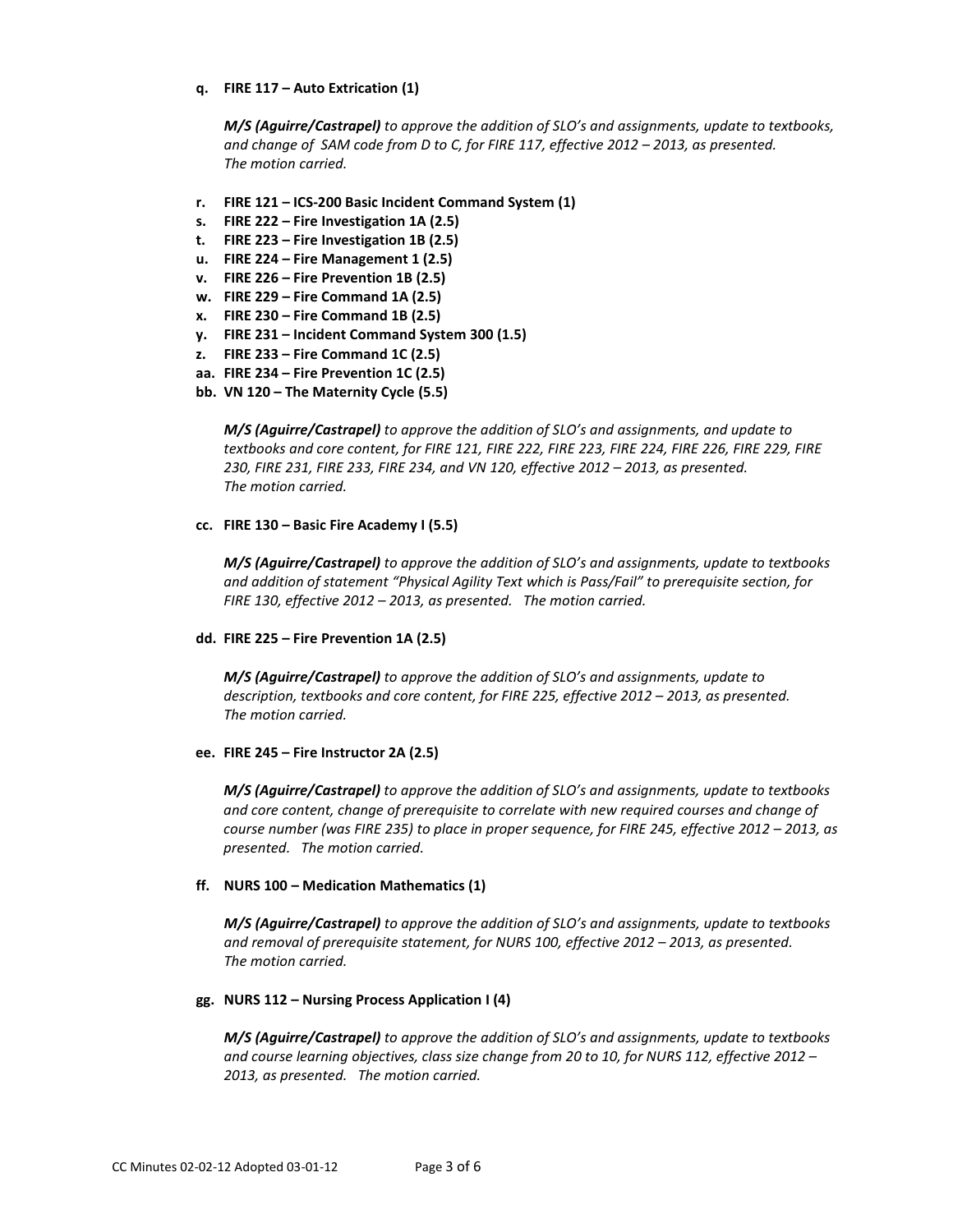**q. FIRE 117 – Auto Extrication (1)**

> ***M/S (Aguirre/Castrapel)*** *to approve the addition of SLO's and assignments, update to textbooks, and change of SAM code from D to C, for FIRE 117, effective 2012 – 2013, as presented. The motion carried.*

**r. FIRE 121 – ICS-200 Basic Incident Command System (1)**
**s. FIRE 222 – Fire Investigation 1A (2.5)**
**t. FIRE 223 – Fire Investigation 1B (2.5)**
**u. FIRE 224 – Fire Management 1 (2.5)**
**v. FIRE 226 – Fire Prevention 1B (2.5)**
**w. FIRE 229 – Fire Command 1A (2.5)**
**x. FIRE 230 – Fire Command 1B (2.5)**
**y. FIRE 231 – Incident Command System 300 (1.5)**
**z. FIRE 233 – Fire Command 1C (2.5)**
**aa. FIRE 234 – Fire Prevention 1C (2.5)**
**bb. VN 120 – The Maternity Cycle (5.5)**

> ***M/S (Aguirre/Castrapel)*** *to approve the addition of SLO's and assignments, and update to textbooks and core content, for FIRE 121, FIRE 222, FIRE 223, FIRE 224, FIRE 226, FIRE 229, FIRE 230, FIRE 231, FIRE 233, FIRE 234, and VN 120, effective 2012 – 2013, as presented. The motion carried.*

**cc. FIRE 130 – Basic Fire Academy I (5.5)**

> ***M/S (Aguirre/Castrapel)*** *to approve the addition of SLO's and assignments, update to textbooks and addition of statement "Physical Agility Text which is Pass/Fail" to prerequisite section, for FIRE 130, effective 2012 – 2013, as presented. The motion carried.*

**dd. FIRE 225 – Fire Prevention 1A (2.5)**

> ***M/S (Aguirre/Castrapel)*** *to approve the addition of SLO's and assignments, update to description, textbooks and core content, for FIRE 225, effective 2012 – 2013, as presented. The motion carried.*

**ee. FIRE 245 – Fire Instructor 2A (2.5)**

> ***M/S (Aguirre/Castrapel)*** *to approve the addition of SLO's and assignments, update to textbooks and core content, change of prerequisite to correlate with new required courses and change of course number (was FIRE 235) to place in proper sequence, for FIRE 245, effective 2012 – 2013, as presented. The motion carried.*

**ff. NURS 100 – Medication Mathematics (1)**

> ***M/S (Aguirre/Castrapel)*** *to approve the addition of SLO's and assignments, update to textbooks and removal of prerequisite statement, for NURS 100, effective 2012 – 2013, as presented. The motion carried.*

**gg. NURS 112 – Nursing Process Application I (4)**

> ***M/S (Aguirre/Castrapel)*** *to approve the addition of SLO's and assignments, update to textbooks and course learning objectives, class size change from 20 to 10, for NURS 112, effective 2012 – 2013, as presented. The motion carried.*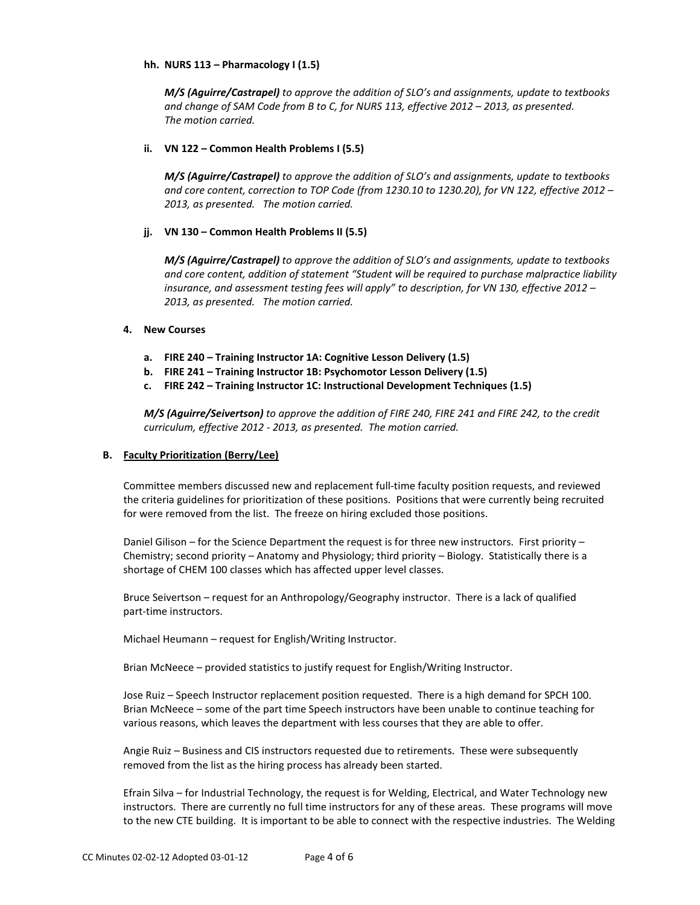**hh. NURS 113 – Pharmacology I (1.5)**

***M/S (Aguirre/Castrapel)*** *to approve the addition of SLO's and assignments, update to textbooks and change of SAM Code from B to C, for NURS 113, effective 2012 – 2013, as presented. The motion carried.*

**ii. VN 122 – Common Health Problems I (5.5)**

***M/S (Aguirre/Castrapel)*** *to approve the addition of SLO's and assignments, update to textbooks and core content, correction to TOP Code (from 1230.10 to 1230.20), for VN 122, effective 2012 – 2013, as presented. The motion carried.*

**jj. VN 130 – Common Health Problems II (5.5)**

***M/S (Aguirre/Castrapel)*** *to approve the addition of SLO's and assignments, update to textbooks and core content, addition of statement "Student will be required to purchase malpractice liability insurance, and assessment testing fees will apply" to description, for VN 130, effective 2012 – 2013, as presented. The motion carried.*

**4. New Courses**

**a. FIRE 240 – Training Instructor 1A: Cognitive Lesson Delivery (1.5)**
**b. FIRE 241 – Training Instructor 1B: Psychomotor Lesson Delivery (1.5)**
**c. FIRE 242 – Training Instructor 1C: Instructional Development Techniques (1.5)**

***M/S (Aguirre/Seivertson)*** *to approve the addition of FIRE 240, FIRE 241 and FIRE 242, to the credit curriculum, effective 2012 - 2013, as presented. The motion carried.*

**B. <u>Faculty Prioritization (Berry/Lee)</u>**

Committee members discussed new and replacement full-time faculty position requests, and reviewed the criteria guidelines for prioritization of these positions. Positions that were currently being recruited for were removed from the list. The freeze on hiring excluded those positions.

Daniel Gilison – for the Science Department the request is for three new instructors. First priority – Chemistry; second priority – Anatomy and Physiology; third priority – Biology. Statistically there is a shortage of CHEM 100 classes which has affected upper level classes.

Bruce Seivertson – request for an Anthropology/Geography instructor. There is a lack of qualified part-time instructors.

Michael Heumann – request for English/Writing Instructor.

Brian McNeece – provided statistics to justify request for English/Writing Instructor.

Jose Ruiz – Speech Instructor replacement position requested. There is a high demand for SPCH 100. Brian McNeece – some of the part time Speech instructors have been unable to continue teaching for various reasons, which leaves the department with less courses that they are able to offer.

Angie Ruiz – Business and CIS instructors requested due to retirements. These were subsequently removed from the list as the hiring process has already been started.

Efrain Silva – for Industrial Technology, the request is for Welding, Electrical, and Water Technology new instructors. There are currently no full time instructors for any of these areas. These programs will move to the new CTE building. It is important to be able to connect with the respective industries. The Welding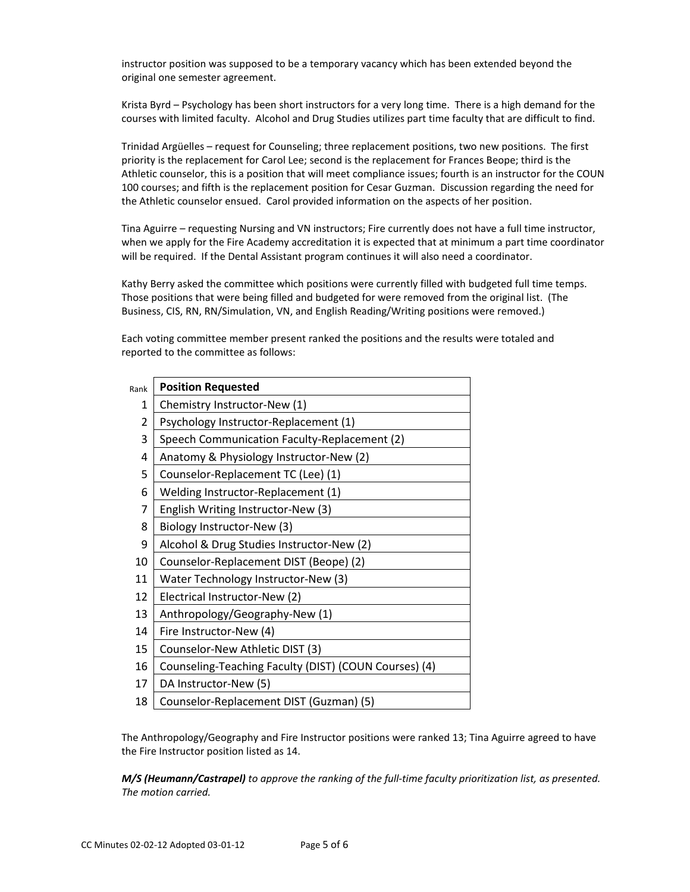instructor position was supposed to be a temporary vacancy which has been extended beyond the original one semester agreement.

Krista Byrd – Psychology has been short instructors for a very long time. There is a high demand for the courses with limited faculty. Alcohol and Drug Studies utilizes part time faculty that are difficult to find.

Trinidad Argüelles – request for Counseling; three replacement positions, two new positions. The first priority is the replacement for Carol Lee; second is the replacement for Frances Beope; third is the Athletic counselor, this is a position that will meet compliance issues; fourth is an instructor for the COUN 100 courses; and fifth is the replacement position for Cesar Guzman. Discussion regarding the need for the Athletic counselor ensued. Carol provided information on the aspects of her position.

Tina Aguirre – requesting Nursing and VN instructors; Fire currently does not have a full time instructor, when we apply for the Fire Academy accreditation it is expected that at minimum a part time coordinator will be required. If the Dental Assistant program continues it will also need a coordinator.

Kathy Berry asked the committee which positions were currently filled with budgeted full time temps. Those positions that were being filled and budgeted for were removed from the original list. (The Business, CIS, RN, RN/Simulation, VN, and English Reading/Writing positions were removed.)

Each voting committee member present ranked the positions and the results were totaled and reported to the committee as follows:

| Rank | Position Requested |
|---|---|
| 1 | Chemistry Instructor-New (1) |
| 2 | Psychology Instructor-Replacement (1) |
| 3 | Speech Communication Faculty-Replacement (2) |
| 4 | Anatomy & Physiology Instructor-New (2) |
| 5 | Counselor-Replacement TC (Lee) (1) |
| 6 | Welding Instructor-Replacement (1) |
| 7 | English Writing Instructor-New (3) |
| 8 | Biology Instructor-New (3) |
| 9 | Alcohol & Drug Studies Instructor-New (2) |
| 10 | Counselor-Replacement DIST (Beope) (2) |
| 11 | Water Technology Instructor-New (3) |
| 12 | Electrical Instructor-New (2) |
| 13 | Anthropology/Geography-New (1) |
| 14 | Fire Instructor-New (4) |
| 15 | Counselor-New Athletic DIST (3) |
| 16 | Counseling-Teaching Faculty (DIST) (COUN Courses) (4) |
| 17 | DA Instructor-New (5) |
| 18 | Counselor-Replacement DIST (Guzman) (5) |

The Anthropology/Geography and Fire Instructor positions were ranked 13; Tina Aguirre agreed to have the Fire Instructor position listed as 14.

***M/S (Heumann/Castrapel)*** *to approve the ranking of the full-time faculty prioritization list, as presented. The motion carried.*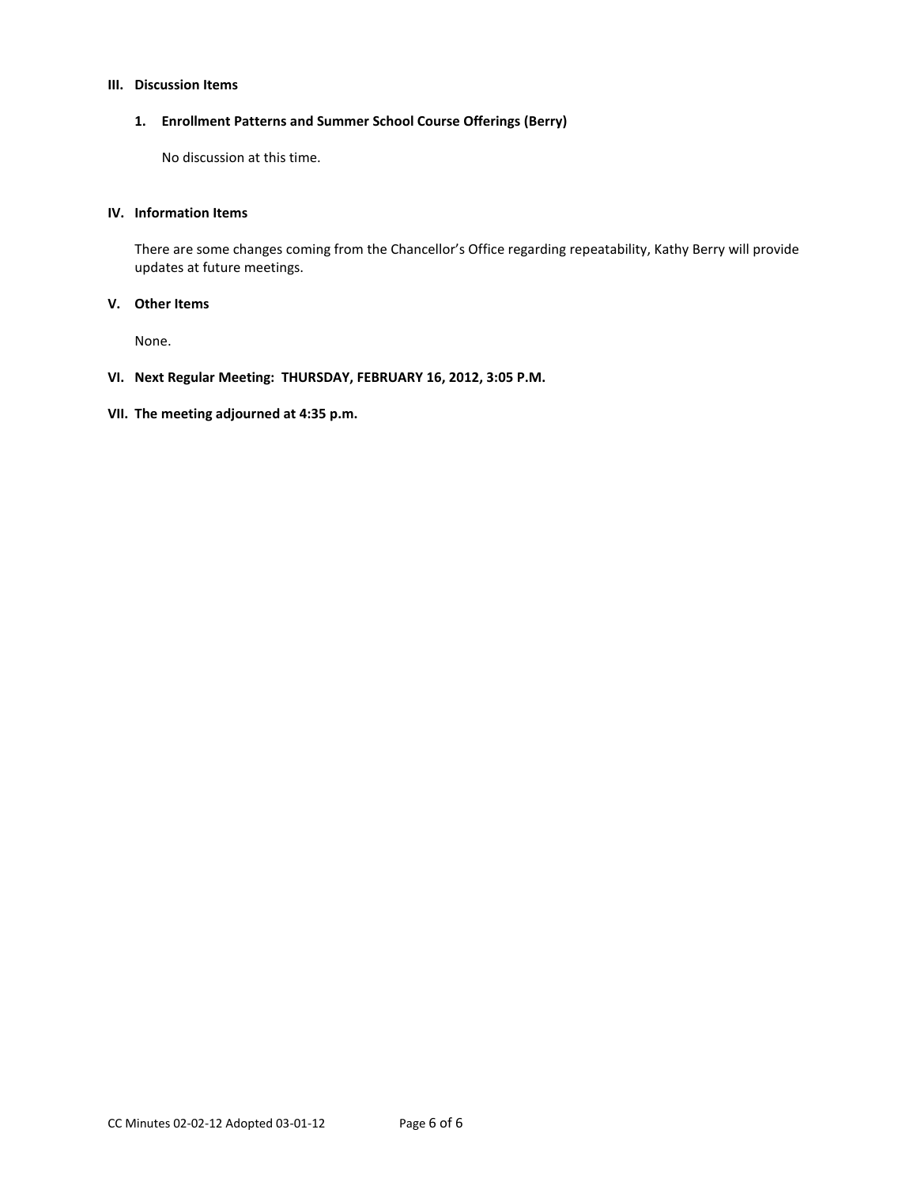## III. Discussion Items

### 1. Enrollment Patterns and Summer School Course Offerings (Berry)

No discussion at this time.

## IV. Information Items

There are some changes coming from the Chancellor's Office regarding repeatability, Kathy Berry will provide updates at future meetings.

## V. Other Items

None.

## VI. Next Regular Meeting: THURSDAY, FEBRUARY 16, 2012, 3:05 P.M.

## VII. The meeting adjourned at 4:35 p.m.